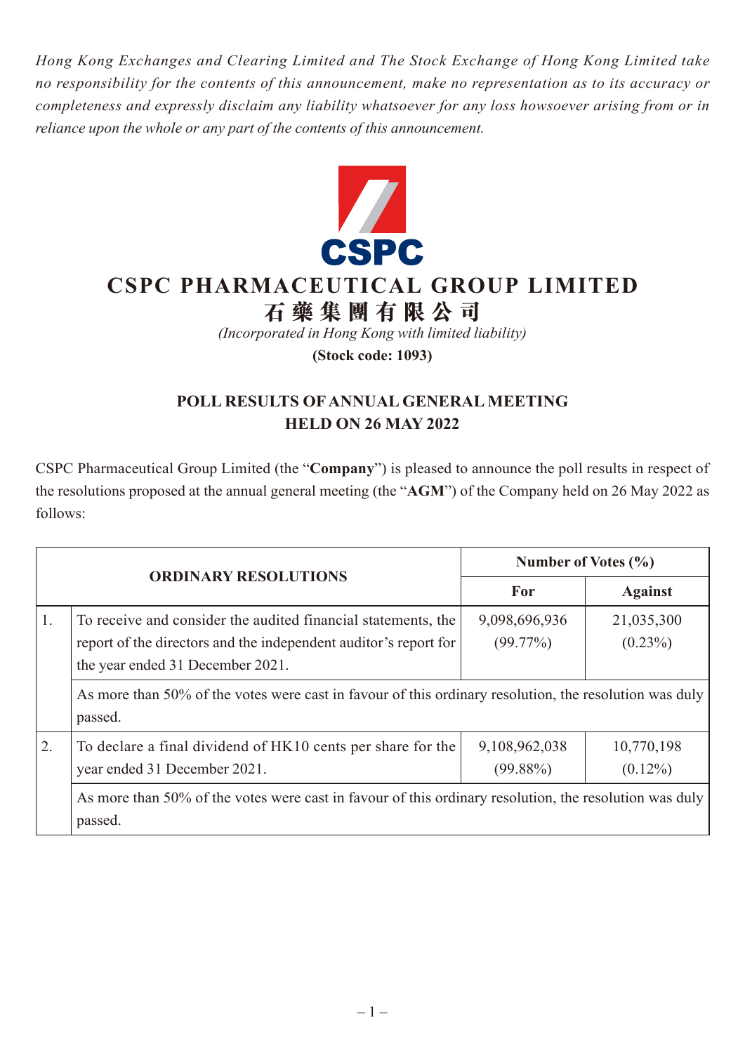*Hong Kong Exchanges and Clearing Limited and The Stock Exchange of Hong Kong Limited take no responsibility for the contents of this announcement, make no representation as to its accuracy or completeness and expressly disclaim any liability whatsoever for any loss howsoever arising from or in reliance upon the whole or any part of the contents of this announcement.*

CSPC

# CSPC PHARMACEUTICAL GROUP LIMITED
# 石藥集團有限公司

*(Incorporated in Hong Kong with limited liability)*

**(Stock code: 1093)**

## POLL RESULTS OF ANNUAL GENERAL MEETING HELD ON 26 MAY 2022

CSPC Pharmaceutical Group Limited (the "**Company**") is pleased to announce the poll results in respect of the resolutions proposed at the annual general meeting (the "**AGM**") of the Company held on 26 May 2022 as follows:

| ORDINARY RESOLUTIONS | | Number of Votes (%) | |
|---|---|---|---|
| | | **For** | **Against** |
| 1. | To receive and consider the audited financial statements, the report of the directors and the independent auditor's report for the year ended 31 December 2021. | 9,098,696,936 (99.77%) | 21,035,300 (0.23%) |
| | As more than 50% of the votes were cast in favour of this ordinary resolution, the resolution was duly passed. | | |
| 2. | To declare a final dividend of HK10 cents per share for the year ended 31 December 2021. | 9,108,962,038 (99.88%) | 10,770,198 (0.12%) |
| | As more than 50% of the votes were cast in favour of this ordinary resolution, the resolution was duly passed. | | |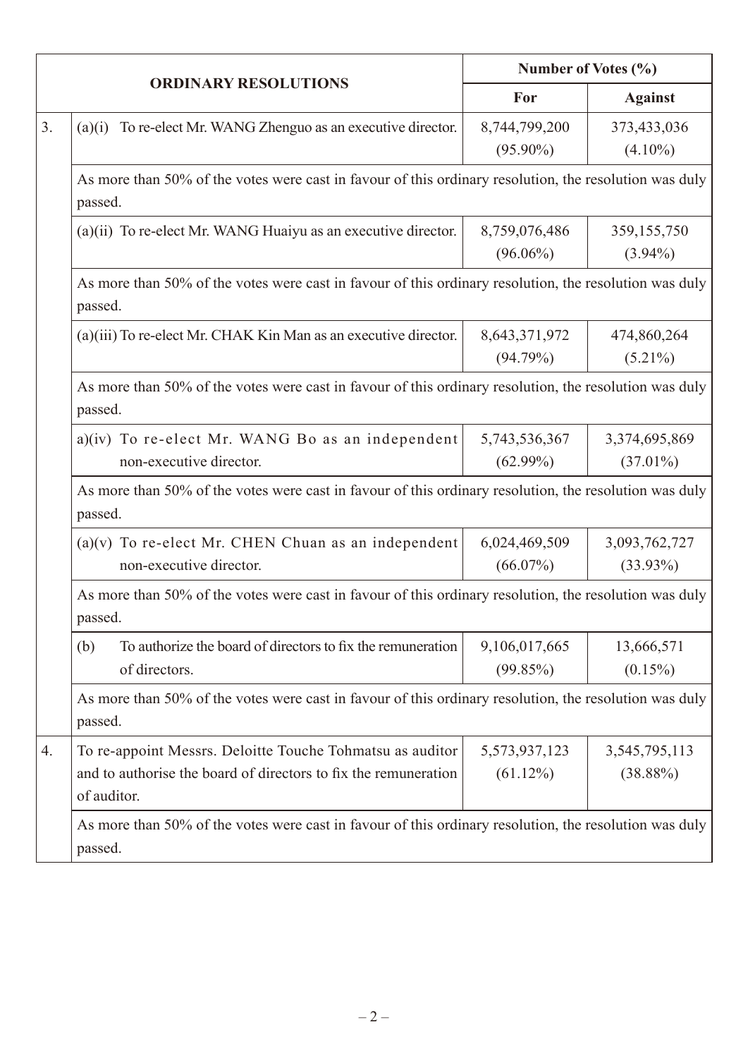| | ORDINARY RESOLUTIONS | Number of Votes (%) | |
|---|---|---|---|
| | | For | Against |
| 3. | (a)(i) To re-elect Mr. WANG Zhenguo as an executive director. | 8,744,799,200 (95.90%) | 373,433,036 (4.10%) |
| | As more than 50% of the votes were cast in favour of this ordinary resolution, the resolution was duly passed. | | |
| | (a)(ii) To re-elect Mr. WANG Huaiyu as an executive director. | 8,759,076,486 (96.06%) | 359,155,750 (3.94%) |
| | As more than 50% of the votes were cast in favour of this ordinary resolution, the resolution was duly passed. | | |
| | (a)(iii) To re-elect Mr. CHAK Kin Man as an executive director. | 8,643,371,972 (94.79%) | 474,860,264 (5.21%) |
| | As more than 50% of the votes were cast in favour of this ordinary resolution, the resolution was duly passed. | | |
| | a)(iv) To re-elect Mr. WANG Bo as an independent non-executive director. | 5,743,536,367 (62.99%) | 3,374,695,869 (37.01%) |
| | As more than 50% of the votes were cast in favour of this ordinary resolution, the resolution was duly passed. | | |
| | (a)(v) To re-elect Mr. CHEN Chuan as an independent non-executive director. | 6,024,469,509 (66.07%) | 3,093,762,727 (33.93%) |
| | As more than 50% of the votes were cast in favour of this ordinary resolution, the resolution was duly passed. | | |
| | (b) To authorize the board of directors to fix the remuneration of directors. | 9,106,017,665 (99.85%) | 13,666,571 (0.15%) |
| | As more than 50% of the votes were cast in favour of this ordinary resolution, the resolution was duly passed. | | |
| 4. | To re-appoint Messrs. Deloitte Touche Tohmatsu as auditor and to authorise the board of directors to fix the remuneration of auditor. | 5,573,937,123 (61.12%) | 3,545,795,113 (38.88%) |
| | As more than 50% of the votes were cast in favour of this ordinary resolution, the resolution was duly passed. | | |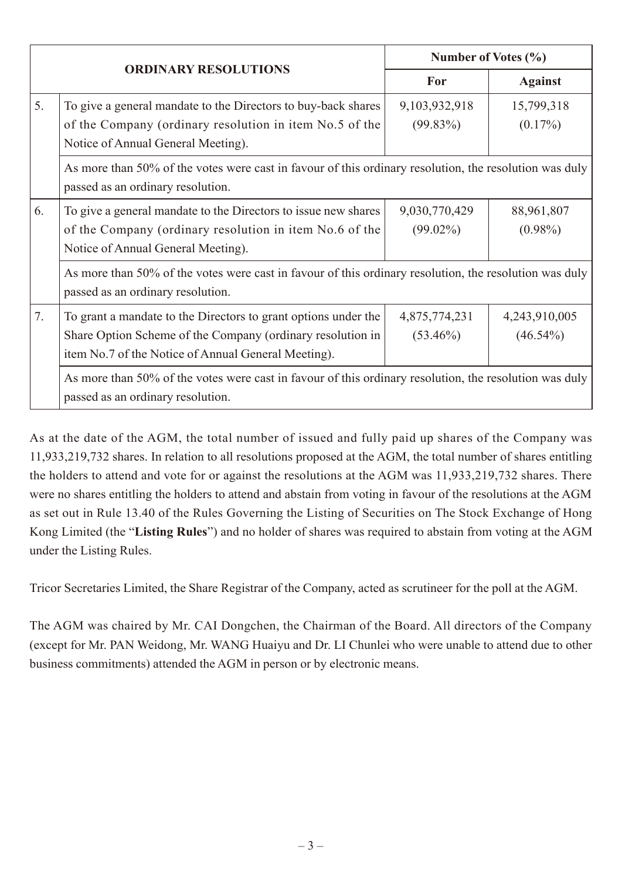| | ORDINARY RESOLUTIONS | Number of Votes (%) | |
|---|---|---|---|
| | | For | Against |
| 5. | To give a general mandate to the Directors to buy-back shares of the Company (ordinary resolution in item No.5 of the Notice of Annual General Meeting). | 9,103,932,918 (99.83%) | 15,799,318 (0.17%) |
| | As more than 50% of the votes were cast in favour of this ordinary resolution, the resolution was duly passed as an ordinary resolution. | | |
| 6. | To give a general mandate to the Directors to issue new shares of the Company (ordinary resolution in item No.6 of the Notice of Annual General Meeting). | 9,030,770,429 (99.02%) | 88,961,807 (0.98%) |
| | As more than 50% of the votes were cast in favour of this ordinary resolution, the resolution was duly passed as an ordinary resolution. | | |
| 7. | To grant a mandate to the Directors to grant options under the Share Option Scheme of the Company (ordinary resolution in item No.7 of the Notice of Annual General Meeting). | 4,875,774,231 (53.46%) | 4,243,910,005 (46.54%) |
| | As more than 50% of the votes were cast in favour of this ordinary resolution, the resolution was duly passed as an ordinary resolution. | | |

As at the date of the AGM, the total number of issued and fully paid up shares of the Company was 11,933,219,732 shares. In relation to all resolutions proposed at the AGM, the total number of shares entitling the holders to attend and vote for or against the resolutions at the AGM was 11,933,219,732 shares. There were no shares entitling the holders to attend and abstain from voting in favour of the resolutions at the AGM as set out in Rule 13.40 of the Rules Governing the Listing of Securities on The Stock Exchange of Hong Kong Limited (the "**Listing Rules**") and no holder of shares was required to abstain from voting at the AGM under the Listing Rules.

Tricor Secretaries Limited, the Share Registrar of the Company, acted as scrutineer for the poll at the AGM.

The AGM was chaired by Mr. CAI Dongchen, the Chairman of the Board. All directors of the Company (except for Mr. PAN Weidong, Mr. WANG Huaiyu and Dr. LI Chunlei who were unable to attend due to other business commitments) attended the AGM in person or by electronic means.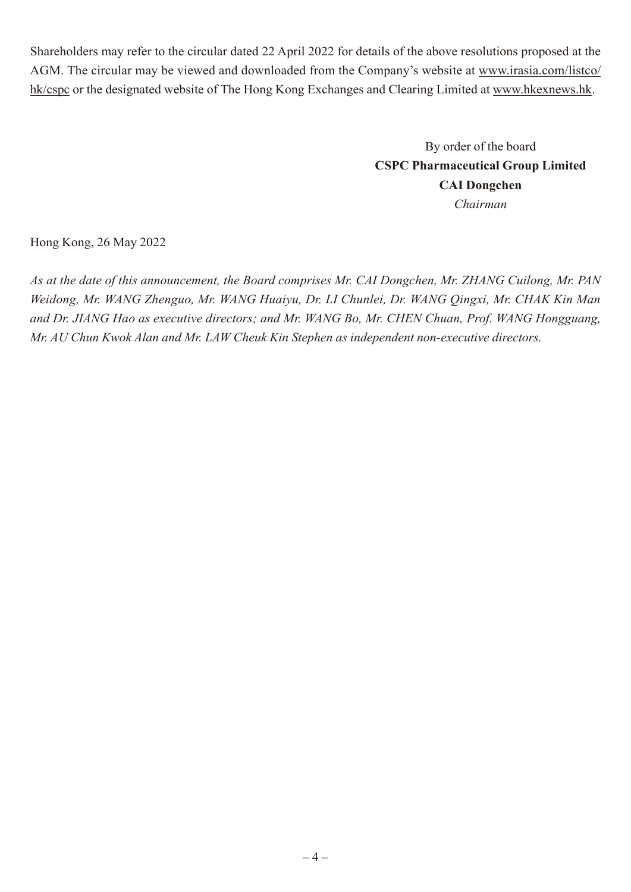Shareholders may refer to the circular dated 22 April 2022 for details of the above resolutions proposed at the AGM. The circular may be viewed and downloaded from the Company's website at www.irasia.com/listco/hk/cspc or the designated website of The Hong Kong Exchanges and Clearing Limited at www.hkexnews.hk.

By order of the board
**CSPC Pharmaceutical Group Limited**
**CAI Dongchen**
*Chairman*

Hong Kong, 26 May 2022

*As at the date of this announcement, the Board comprises Mr. CAI Dongchen, Mr. ZHANG Cuilong, Mr. PAN Weidong, Mr. WANG Zhenguo, Mr. WANG Huaiyu, Dr. LI Chunlei, Dr. WANG Qingxi, Mr. CHAK Kin Man and Dr. JIANG Hao as executive directors; and Mr. WANG Bo, Mr. CHEN Chuan, Prof. WANG Hongguang, Mr. AU Chun Kwok Alan and Mr. LAW Cheuk Kin Stephen as independent non-executive directors.*